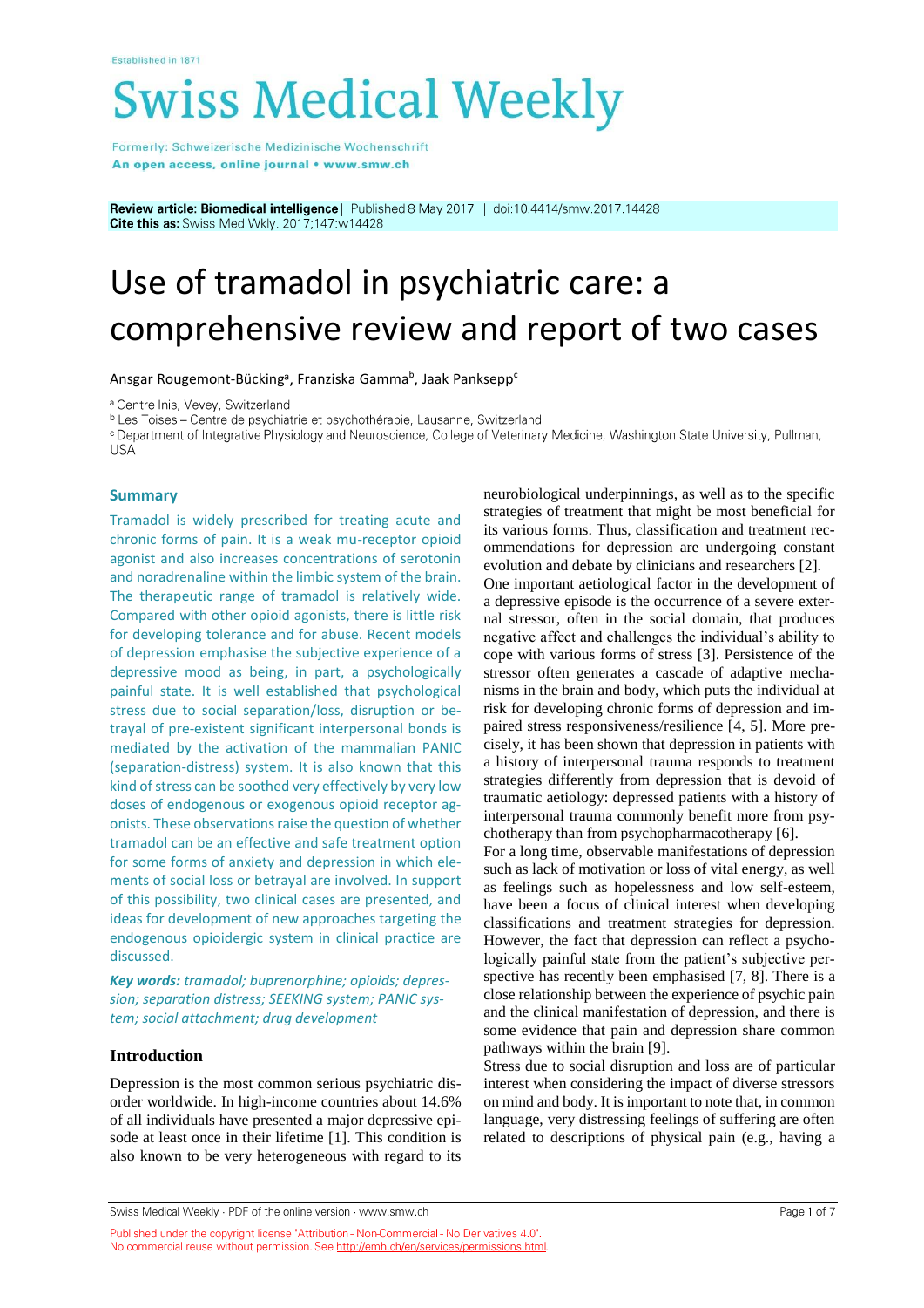Established in 1871

# Swiss Medical Weekly

Formerly: Schweizerische Medizinische Wochenschrift
**An open access, online journal • www.smw.ch**

**Review article: Biomedical intelligence** | Published 8 May 2017 | doi:10.4414/smw.2017.14428
**Cite this as:** Swiss Med Wkly. 2017;147:w14428

# Use of tramadol in psychiatric care: a comprehensive review and report of two cases

Ansgar Rougemont-Bücking[a], Franziska Gamma[b], Jaak Panksepp[c]

[a] Centre Inis, Vevey, Switzerland
[b] Les Toises – Centre de psychiatrie et psychothérapie, Lausanne, Switzerland
[c] Department of Integrative Physiology and Neuroscience, College of Veterinary Medicine, Washington State University, Pullman, USA

## Summary

Tramadol is widely prescribed for treating acute and chronic forms of pain. It is a weak mu-receptor opioid agonist and also increases concentrations of serotonin and noradrenaline within the limbic system of the brain. The therapeutic range of tramadol is relatively wide. Compared with other opioid agonists, there is little risk for developing tolerance and for abuse. Recent models of depression emphasise the subjective experience of a depressive mood as being, in part, a psychologically painful state. It is well established that psychological stress due to social separation/loss, disruption or betrayal of pre-existent significant interpersonal bonds is mediated by the activation of the mammalian PANIC (separation-distress) system. It is also known that this kind of stress can be soothed very effectively by very low doses of endogenous or exogenous opioid receptor agonists. These observations raise the question of whether tramadol can be an effective and safe treatment option for some forms of anxiety and depression in which elements of social loss or betrayal are involved. In support of this possibility, two clinical cases are presented, and ideas for development of new approaches targeting the endogenous opioidergic system in clinical practice are discussed.

***Key words:*** *tramadol; buprenorphine; opioids; depression; separation distress; SEEKING system; PANIC system; social attachment; drug development*

## Introduction

Depression is the most common serious psychiatric disorder worldwide. In high-income countries about 14.6% of all individuals have presented a major depressive episode at least once in their lifetime [1]. This condition is also known to be very heterogeneous with regard to its neurobiological underpinnings, as well as to the specific strategies of treatment that might be most beneficial for its various forms. Thus, classification and treatment recommendations for depression are undergoing constant evolution and debate by clinicians and researchers [2].

One important aetiological factor in the development of a depressive episode is the occurrence of a severe external stressor, often in the social domain, that produces negative affect and challenges the individual's ability to cope with various forms of stress [3]. Persistence of the stressor often generates a cascade of adaptive mechanisms in the brain and body, which puts the individual at risk for developing chronic forms of depression and impaired stress responsiveness/resilience [4, 5]. More precisely, it has been shown that depression in patients with a history of interpersonal trauma responds to treatment strategies differently from depression that is devoid of traumatic aetiology: depressed patients with a history of interpersonal trauma commonly benefit more from psychotherapy than from psychopharmacotherapy [6].

For a long time, observable manifestations of depression such as lack of motivation or loss of vital energy, as well as feelings such as hopelessness and low self-esteem, have been a focus of clinical interest when developing classifications and treatment strategies for depression. However, the fact that depression can reflect a psychologically painful state from the patient's subjective perspective has recently been emphasised [7, 8]. There is a close relationship between the experience of psychic pain and the clinical manifestation of depression, and there is some evidence that pain and depression share common pathways within the brain [9].

Stress due to social disruption and loss are of particular interest when considering the impact of diverse stressors on mind and body. It is important to note that, in common language, very distressing feelings of suffering are often related to descriptions of physical pain (e.g., having a

Published under the copyright license "Attribution - Non-Commercial - No Derivatives 4.0". No commercial reuse without permission. See http://emh.ch/en/services/permissions.html.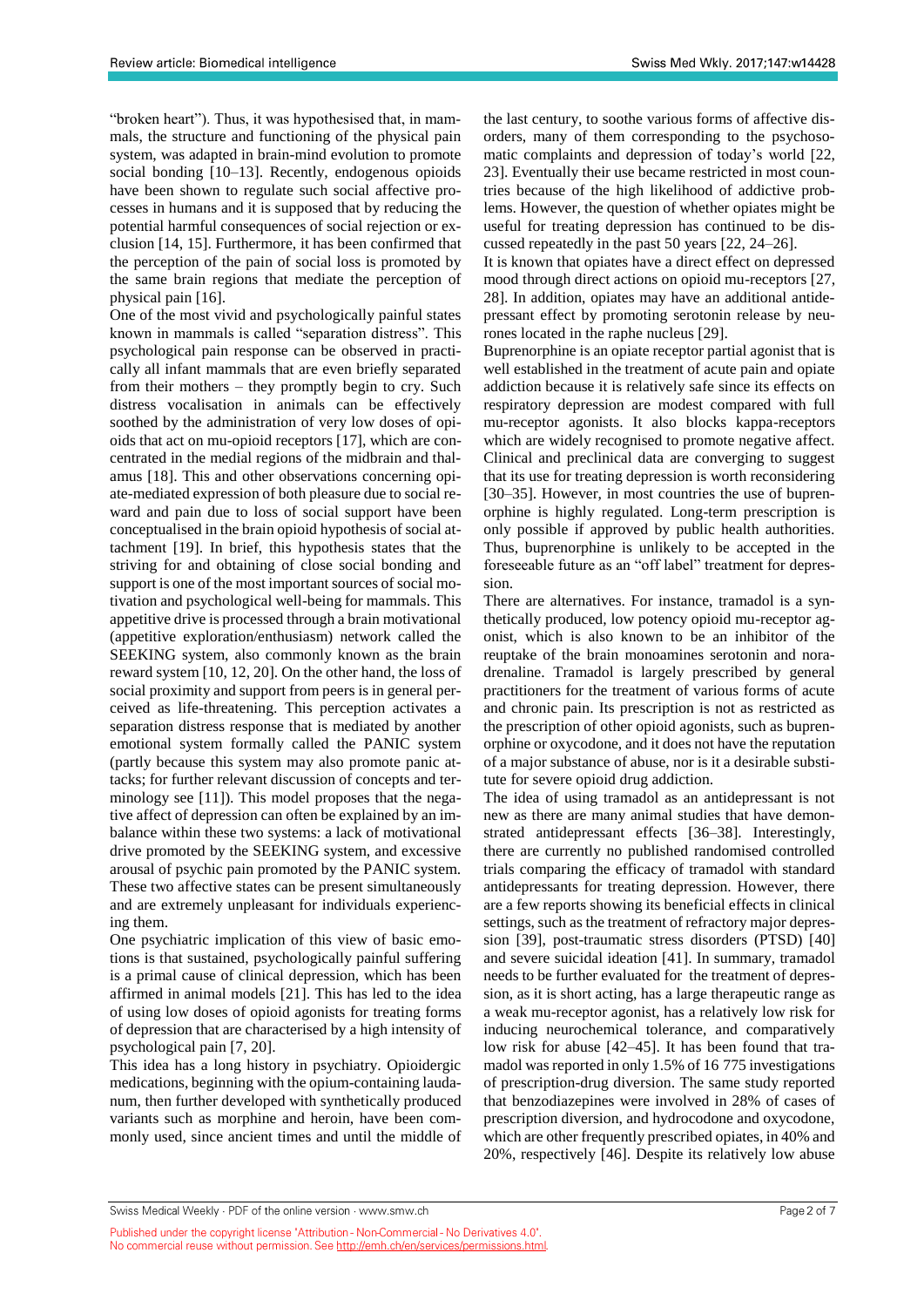"broken heart"). Thus, it was hypothesised that, in mammals, the structure and functioning of the physical pain system, was adapted in brain-mind evolution to promote social bonding [10–13]. Recently, endogenous opioids have been shown to regulate such social affective processes in humans and it is supposed that by reducing the potential harmful consequences of social rejection or exclusion [14, 15]. Furthermore, it has been confirmed that the perception of the pain of social loss is promoted by the same brain regions that mediate the perception of physical pain [16].

One of the most vivid and psychologically painful states known in mammals is called "separation distress". This psychological pain response can be observed in practically all infant mammals that are even briefly separated from their mothers – they promptly begin to cry. Such distress vocalisation in animals can be effectively soothed by the administration of very low doses of opioids that act on mu-opioid receptors [17], which are concentrated in the medial regions of the midbrain and thalamus [18]. This and other observations concerning opiate-mediated expression of both pleasure due to social reward and pain due to loss of social support have been conceptualised in the brain opioid hypothesis of social attachment [19]. In brief, this hypothesis states that the striving for and obtaining of close social bonding and support is one of the most important sources of social motivation and psychological well-being for mammals. This appetitive drive is processed through a brain motivational (appetitive exploration/enthusiasm) network called the SEEKING system, also commonly known as the brain reward system [10, 12, 20]. On the other hand, the loss of social proximity and support from peers is in general perceived as life-threatening. This perception activates a separation distress response that is mediated by another emotional system formally called the PANIC system (partly because this system may also promote panic attacks; for further relevant discussion of concepts and terminology see [11]). This model proposes that the negative affect of depression can often be explained by an imbalance within these two systems: a lack of motivational drive promoted by the SEEKING system, and excessive arousal of psychic pain promoted by the PANIC system. These two affective states can be present simultaneously and are extremely unpleasant for individuals experiencing them.

One psychiatric implication of this view of basic emotions is that sustained, psychologically painful suffering is a primal cause of clinical depression, which has been affirmed in animal models [21]. This has led to the idea of using low doses of opioid agonists for treating forms of depression that are characterised by a high intensity of psychological pain [7, 20].

This idea has a long history in psychiatry. Opioidergic medications, beginning with the opium-containing laudanum, then further developed with synthetically produced variants such as morphine and heroin, have been commonly used, since ancient times and until the middle of the last century, to soothe various forms of affective disorders, many of them corresponding to the psychosomatic complaints and depression of today's world [22, 23]. Eventually their use became restricted in most countries because of the high likelihood of addictive problems. However, the question of whether opiates might be useful for treating depression has continued to be discussed repeatedly in the past 50 years [22, 24–26].

It is known that opiates have a direct effect on depressed mood through direct actions on opioid mu-receptors [27, 28]. In addition, opiates may have an additional antidepressant effect by promoting serotonin release by neurones located in the raphe nucleus [29].

Buprenorphine is an opiate receptor partial agonist that is well established in the treatment of acute pain and opiate addiction because it is relatively safe since its effects on respiratory depression are modest compared with full mu-receptor agonists. It also blocks kappa-receptors which are widely recognised to promote negative affect. Clinical and preclinical data are converging to suggest that its use for treating depression is worth reconsidering [30–35]. However, in most countries the use of buprenorphine is highly regulated. Long-term prescription is only possible if approved by public health authorities. Thus, buprenorphine is unlikely to be accepted in the foreseeable future as an "off label" treatment for depression.

There are alternatives. For instance, tramadol is a synthetically produced, low potency opioid mu-receptor agonist, which is also known to be an inhibitor of the reuptake of the brain monoamines serotonin and noradrenaline. Tramadol is largely prescribed by general practitioners for the treatment of various forms of acute and chronic pain. Its prescription is not as restricted as the prescription of other opioid agonists, such as buprenorphine or oxycodone, and it does not have the reputation of a major substance of abuse, nor is it a desirable substitute for severe opioid drug addiction.

The idea of using tramadol as an antidepressant is not new as there are many animal studies that have demonstrated antidepressant effects [36–38]. Interestingly, there are currently no published randomised controlled trials comparing the efficacy of tramadol with standard antidepressants for treating depression. However, there are a few reports showing its beneficial effects in clinical settings, such as the treatment of refractory major depression [39], post-traumatic stress disorders (PTSD) [40] and severe suicidal ideation [41]. In summary, tramadol needs to be further evaluated for the treatment of depression, as it is short acting, has a large therapeutic range as a weak mu-receptor agonist, has a relatively low risk for inducing neurochemical tolerance, and comparatively low risk for abuse [42–45]. It has been found that tramadol was reported in only 1.5% of 16 775 investigations of prescription-drug diversion. The same study reported that benzodiazepines were involved in 28% of cases of prescription diversion, and hydrocodone and oxycodone, which are other frequently prescribed opiates, in 40% and 20%, respectively [46]. Despite its relatively low abuse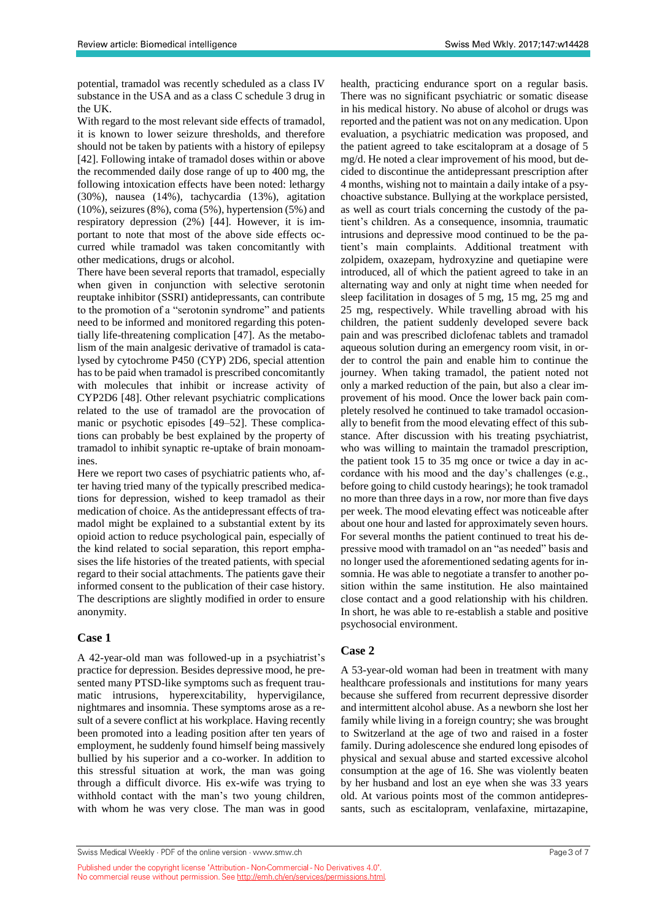potential, tramadol was recently scheduled as a class IV substance in the USA and as a class C schedule 3 drug in the UK.

With regard to the most relevant side effects of tramadol, it is known to lower seizure thresholds, and therefore should not be taken by patients with a history of epilepsy [42]. Following intake of tramadol doses within or above the recommended daily dose range of up to 400 mg, the following intoxication effects have been noted: lethargy (30%), nausea (14%), tachycardia (13%), agitation (10%), seizures (8%), coma (5%), hypertension (5%) and respiratory depression (2%) [44]. However, it is important to note that most of the above side effects occurred while tramadol was taken concomitantly with other medications, drugs or alcohol.

There have been several reports that tramadol, especially when given in conjunction with selective serotonin reuptake inhibitor (SSRI) antidepressants, can contribute to the promotion of a "serotonin syndrome" and patients need to be informed and monitored regarding this potentially life-threatening complication [47]. As the metabolism of the main analgesic derivative of tramadol is catalysed by cytochrome P450 (CYP) 2D6, special attention has to be paid when tramadol is prescribed concomitantly with molecules that inhibit or increase activity of CYP2D6 [48]. Other relevant psychiatric complications related to the use of tramadol are the provocation of manic or psychotic episodes [49–52]. These complications can probably be best explained by the property of tramadol to inhibit synaptic re-uptake of brain monoamines.

Here we report two cases of psychiatric patients who, after having tried many of the typically prescribed medications for depression, wished to keep tramadol as their medication of choice. As the antidepressant effects of tramadol might be explained to a substantial extent by its opioid action to reduce psychological pain, especially of the kind related to social separation, this report emphasises the life histories of the treated patients, with special regard to their social attachments. The patients gave their informed consent to the publication of their case history. The descriptions are slightly modified in order to ensure anonymity.

## Case 1

A 42-year-old man was followed-up in a psychiatrist's practice for depression. Besides depressive mood, he presented many PTSD-like symptoms such as frequent traumatic intrusions, hyperexcitability, hypervigilance, nightmares and insomnia. These symptoms arose as a result of a severe conflict at his workplace. Having recently been promoted into a leading position after ten years of employment, he suddenly found himself being massively bullied by his superior and a co-worker. In addition to this stressful situation at work, the man was going through a difficult divorce. His ex-wife was trying to withhold contact with the man's two young children, with whom he was very close. The man was in good health, practicing endurance sport on a regular basis. There was no significant psychiatric or somatic disease in his medical history. No abuse of alcohol or drugs was reported and the patient was not on any medication. Upon evaluation, a psychiatric medication was proposed, and the patient agreed to take escitalopram at a dosage of 5 mg/d. He noted a clear improvement of his mood, but decided to discontinue the antidepressant prescription after 4 months, wishing not to maintain a daily intake of a psychoactive substance. Bullying at the workplace persisted, as well as court trials concerning the custody of the patient's children. As a consequence, insomnia, traumatic intrusions and depressive mood continued to be the patient's main complaints. Additional treatment with zolpidem, oxazepam, hydroxyzine and quetiapine were introduced, all of which the patient agreed to take in an alternating way and only at night time when needed for sleep facilitation in dosages of 5 mg, 15 mg, 25 mg and 25 mg, respectively. While travelling abroad with his children, the patient suddenly developed severe back pain and was prescribed diclofenac tablets and tramadol aqueous solution during an emergency room visit, in order to control the pain and enable him to continue the journey. When taking tramadol, the patient noted not only a marked reduction of the pain, but also a clear improvement of his mood. Once the lower back pain completely resolved he continued to take tramadol occasionally to benefit from the mood elevating effect of this substance. After discussion with his treating psychiatrist, who was willing to maintain the tramadol prescription, the patient took 15 to 35 mg once or twice a day in accordance with his mood and the day's challenges (e.g., before going to child custody hearings); he took tramadol no more than three days in a row, nor more than five days per week. The mood elevating effect was noticeable after about one hour and lasted for approximately seven hours. For several months the patient continued to treat his depressive mood with tramadol on an "as needed" basis and no longer used the aforementioned sedating agents for insomnia. He was able to negotiate a transfer to another position within the same institution. He also maintained close contact and a good relationship with his children. In short, he was able to re-establish a stable and positive psychosocial environment.

## Case 2

A 53-year-old woman had been in treatment with many healthcare professionals and institutions for many years because she suffered from recurrent depressive disorder and intermittent alcohol abuse. As a newborn she lost her family while living in a foreign country; she was brought to Switzerland at the age of two and raised in a foster family. During adolescence she endured long episodes of physical and sexual abuse and started excessive alcohol consumption at the age of 16. She was violently beaten by her husband and lost an eye when she was 33 years old. At various points most of the common antidepressants, such as escitalopram, venlafaxine, mirtazapine,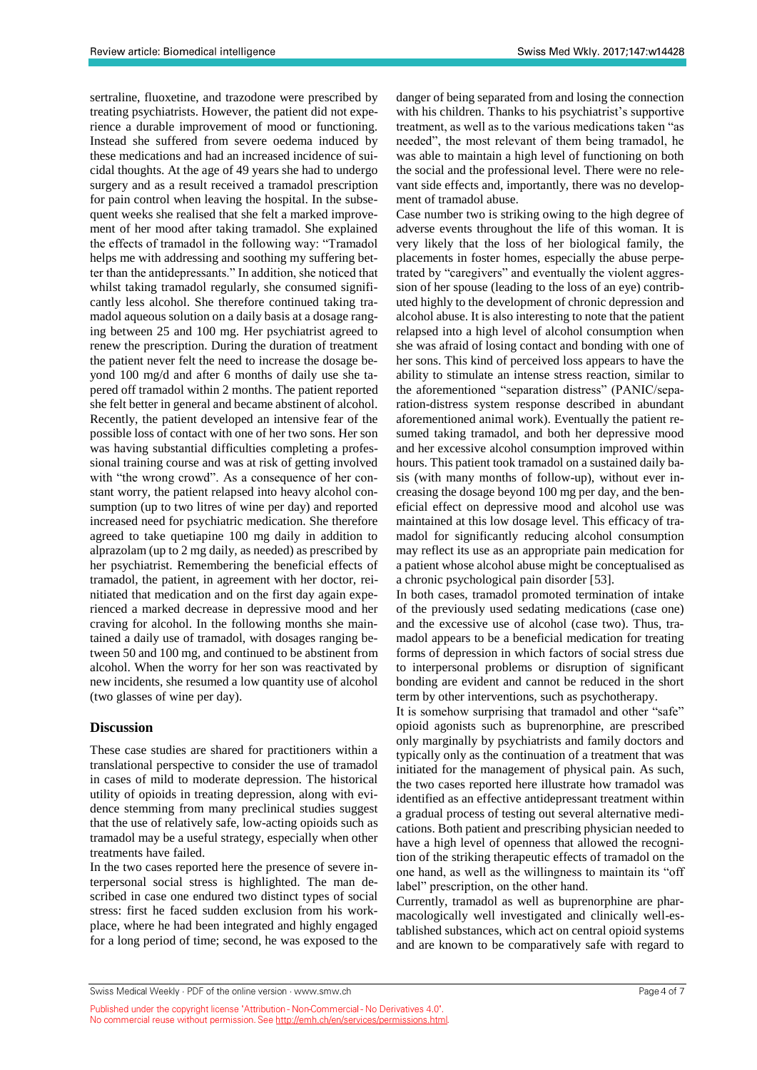sertraline, fluoxetine, and trazodone were prescribed by treating psychiatrists. However, the patient did not experience a durable improvement of mood or functioning. Instead she suffered from severe oedema induced by these medications and had an increased incidence of suicidal thoughts. At the age of 49 years she had to undergo surgery and as a result received a tramadol prescription for pain control when leaving the hospital. In the subsequent weeks she realised that she felt a marked improvement of her mood after taking tramadol. She explained the effects of tramadol in the following way: "Tramadol helps me with addressing and soothing my suffering better than the antidepressants." In addition, she noticed that whilst taking tramadol regularly, she consumed significantly less alcohol. She therefore continued taking tramadol aqueous solution on a daily basis at a dosage ranging between 25 and 100 mg. Her psychiatrist agreed to renew the prescription. During the duration of treatment the patient never felt the need to increase the dosage beyond 100 mg/d and after 6 months of daily use she tapered off tramadol within 2 months. The patient reported she felt better in general and became abstinent of alcohol. Recently, the patient developed an intensive fear of the possible loss of contact with one of her two sons. Her son was having substantial difficulties completing a professional training course and was at risk of getting involved with "the wrong crowd". As a consequence of her constant worry, the patient relapsed into heavy alcohol consumption (up to two litres of wine per day) and reported increased need for psychiatric medication. She therefore agreed to take quetiapine 100 mg daily in addition to alprazolam (up to 2 mg daily, as needed) as prescribed by her psychiatrist. Remembering the beneficial effects of tramadol, the patient, in agreement with her doctor, reinitiated that medication and on the first day again experienced a marked decrease in depressive mood and her craving for alcohol. In the following months she maintained a daily use of tramadol, with dosages ranging between 50 and 100 mg, and continued to be abstinent from alcohol. When the worry for her son was reactivated by new incidents, she resumed a low quantity use of alcohol (two glasses of wine per day).

## Discussion

These case studies are shared for practitioners within a translational perspective to consider the use of tramadol in cases of mild to moderate depression. The historical utility of opioids in treating depression, along with evidence stemming from many preclinical studies suggest that the use of relatively safe, low-acting opioids such as tramadol may be a useful strategy, especially when other treatments have failed.

In the two cases reported here the presence of severe interpersonal social stress is highlighted. The man described in case one endured two distinct types of social stress: first he faced sudden exclusion from his workplace, where he had been integrated and highly engaged for a long period of time; second, he was exposed to the danger of being separated from and losing the connection with his children. Thanks to his psychiatrist's supportive treatment, as well as to the various medications taken "as needed", the most relevant of them being tramadol, he was able to maintain a high level of functioning on both the social and the professional level. There were no relevant side effects and, importantly, there was no development of tramadol abuse.

Case number two is striking owing to the high degree of adverse events throughout the life of this woman. It is very likely that the loss of her biological family, the placements in foster homes, especially the abuse perpetrated by "caregivers" and eventually the violent aggression of her spouse (leading to the loss of an eye) contributed highly to the development of chronic depression and alcohol abuse. It is also interesting to note that the patient relapsed into a high level of alcohol consumption when she was afraid of losing contact and bonding with one of her sons. This kind of perceived loss appears to have the ability to stimulate an intense stress reaction, similar to the aforementioned "separation distress" (PANIC/separation-distress system response described in abundant aforementioned animal work). Eventually the patient resumed taking tramadol, and both her depressive mood and her excessive alcohol consumption improved within hours. This patient took tramadol on a sustained daily basis (with many months of follow-up), without ever increasing the dosage beyond 100 mg per day, and the beneficial effect on depressive mood and alcohol use was maintained at this low dosage level. This efficacy of tramadol for significantly reducing alcohol consumption may reflect its use as an appropriate pain medication for a patient whose alcohol abuse might be conceptualised as a chronic psychological pain disorder [53].

In both cases, tramadol promoted termination of intake of the previously used sedating medications (case one) and the excessive use of alcohol (case two). Thus, tramadol appears to be a beneficial medication for treating forms of depression in which factors of social stress due to interpersonal problems or disruption of significant bonding are evident and cannot be reduced in the short term by other interventions, such as psychotherapy.

It is somehow surprising that tramadol and other "safe" opioid agonists such as buprenorphine, are prescribed only marginally by psychiatrists and family doctors and typically only as the continuation of a treatment that was initiated for the management of physical pain. As such, the two cases reported here illustrate how tramadol was identified as an effective antidepressant treatment within a gradual process of testing out several alternative medications. Both patient and prescribing physician needed to have a high level of openness that allowed the recognition of the striking therapeutic effects of tramadol on the one hand, as well as the willingness to maintain its "off label" prescription, on the other hand.

Currently, tramadol as well as buprenorphine are pharmacologically well investigated and clinically well-established substances, which act on central opioid systems and are known to be comparatively safe with regard to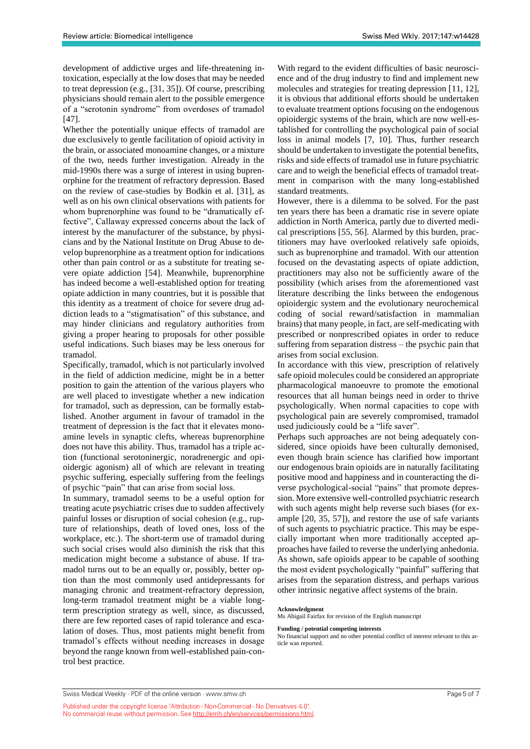development of addictive urges and life-threatening intoxication, especially at the low doses that may be needed to treat depression (e.g., [31, 35]). Of course, prescribing physicians should remain alert to the possible emergence of a "serotonin syndrome" from overdoses of tramadol [47].

Whether the potentially unique effects of tramadol are due exclusively to gentle facilitation of opioid activity in the brain, or associated monoamine changes, or a mixture of the two, needs further investigation. Already in the mid-1990s there was a surge of interest in using buprenorphine for the treatment of refractory depression. Based on the review of case-studies by Bodkin et al. [31], as well as on his own clinical observations with patients for whom buprenorphine was found to be "dramatically effective", Callaway expressed concerns about the lack of interest by the manufacturer of the substance, by physicians and by the National Institute on Drug Abuse to develop buprenorphine as a treatment option for indications other than pain control or as a substitute for treating severe opiate addiction [54]. Meanwhile, buprenorphine has indeed become a well-established option for treating opiate addiction in many countries, but it is possible that this identity as a treatment of choice for severe drug addiction leads to a "stigmatisation" of this substance, and may hinder clinicians and regulatory authorities from giving a proper hearing to proposals for other possible useful indications. Such biases may be less onerous for tramadol.

Specifically, tramadol, which is not particularly involved in the field of addiction medicine, might be in a better position to gain the attention of the various players who are well placed to investigate whether a new indication for tramadol, such as depression, can be formally established. Another argument in favour of tramadol in the treatment of depression is the fact that it elevates monoamine levels in synaptic clefts, whereas buprenorphine does not have this ability. Thus, tramadol has a triple action (functional serotoninergic, noradrenergic and opioidergic agonism) all of which are relevant in treating psychic suffering, especially suffering from the feelings of psychic "pain" that can arise from social loss.

In summary, tramadol seems to be a useful option for treating acute psychiatric crises due to sudden affectively painful losses or disruption of social cohesion (e.g., rupture of relationships, death of loved ones, loss of the workplace, etc.). The short-term use of tramadol during such social crises would also diminish the risk that this medication might become a substance of abuse. If tramadol turns out to be an equally or, possibly, better option than the most commonly used antidepressants for managing chronic and treatment-refractory depression, long-term tramadol treatment might be a viable long-term prescription strategy as well, since, as discussed, there are few reported cases of rapid tolerance and escalation of doses. Thus, most patients might benefit from tramadol's effects without needing increases in dosage beyond the range known from well-established pain-control best practice.

With regard to the evident difficulties of basic neuroscience and of the drug industry to find and implement new molecules and strategies for treating depression [11, 12], it is obvious that additional efforts should be undertaken to evaluate treatment options focusing on the endogenous opioidergic systems of the brain, which are now well-established for controlling the psychological pain of social loss in animal models [7, 10]. Thus, further research should be undertaken to investigate the potential benefits, risks and side effects of tramadol use in future psychiatric care and to weigh the beneficial effects of tramadol treatment in comparison with the many long-established standard treatments.

However, there is a dilemma to be solved. For the past ten years there has been a dramatic rise in severe opiate addiction in North America, partly due to diverted medical prescriptions [55, 56]. Alarmed by this burden, practitioners may have overlooked relatively safe opioids, such as buprenorphine and tramadol. With our attention focused on the devastating aspects of opiate addiction, practitioners may also not be sufficiently aware of the possibility (which arises from the aforementioned vast literature describing the links between the endogenous opioidergic system and the evolutionary neurochemical coding of social reward/satisfaction in mammalian brains) that many people, in fact, are self-medicating with prescribed or nonprescribed opiates in order to reduce suffering from separation distress – the psychic pain that arises from social exclusion.

In accordance with this view, prescription of relatively safe opioid molecules could be considered an appropriate pharmacological manoeuvre to promote the emotional resources that all human beings need in order to thrive psychologically. When normal capacities to cope with psychological pain are severely compromised, tramadol used judiciously could be a "life saver".

Perhaps such approaches are not being adequately considered, since opioids have been culturally demonised, even though brain science has clarified how important our endogenous brain opioids are in naturally facilitating positive mood and happiness and in counteracting the diverse psychological-social "pains" that promote depression. More extensive well-controlled psychiatric research with such agents might help reverse such biases (for example [20, 35, 57]), and restore the use of safe variants of such agents to psychiatric practice. This may be especially important when more traditionally accepted approaches have failed to reverse the underlying anhedonia. As shown, safe opioids appear to be capable of soothing the most evident psychologically "painful" suffering that arises from the separation distress, and perhaps various other intrinsic negative affect systems of the brain.

**Acknowledgment**

Ms Abigail Fairfax for revision of the English manuscript

**Funding / potential competing interests**

No financial support and no other potential conflict of interest relevant to this article was reported.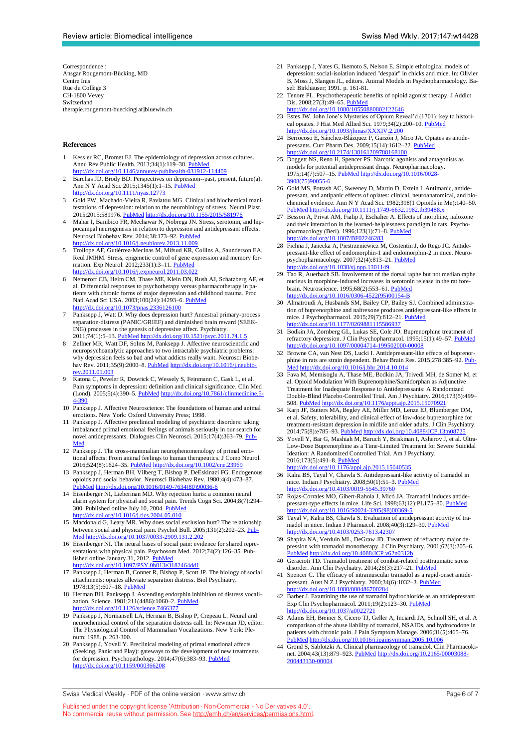Correspondence :
Ansgar Rougemont-Bücking, MD
Centre Inis
Rue du Collège 3
CH-1800 Vevey
Switzerland
therapie.rougemont-buecking[at]bluewin.ch

## References

1. Kessler RC, Bromet EJ. The epidemiology of depression across cultures. Annu Rev Public Health. 2013;34(1):119–38. PubMed http://dx.doi.org/10.1146/annurev-publhealth-031912-114409
2. Barchas JD, Brody BD. Perspectives on depression--past, present, future(a). Ann N Y Acad Sci. 2015;1345(1):1–15. PubMed http://dx.doi.org/10.1111/nyas.12773
3. Gold PW, Machado-Vieira R, Pavlatou MG. Clinical and biochemical manifestations of depression: relation to the neurobiology of stress. Neural Plast. 2015;2015:581976. PubMed http://dx.doi.org/10.1155/2015/581976
4. Mahar I, Bambico FR, Mechawar N, Nobrega JN. Stress, serotonin, and hippocampal neurogenesis in relation to depression and antidepressant effects. Neurosci Biobehav Rev. 2014;38:173–92. PubMed http://dx.doi.org/10.1016/j.neubiorev.2013.11.009
5. Trollope AF, Gutièrrez-Mecinas M, Mifsud KR, Collins A, Saunderson EA, Reul JMHM. Stress, epigenetic control of gene expression and memory formation. Exp Neurol. 2012;233(1):3–11. PubMed http://dx.doi.org/10.1016/j.expneurol.2011.03.022
6. Nemeroff CB, Heim CM, Thase ME, Klein DN, Rush AJ, Schatzberg AF, et al. Differential responses to psychotherapy versus pharmacotherapy in patients with chronic forms of major depression and childhood trauma. Proc Natl Acad Sci USA. 2003;100(24):14293–6. PubMed http://dx.doi.org/10.1073/pnas.2336126100
7. Panksepp J, Watt D. Why does depression hurt? Ancestral primary-process separation-distress (PANIC/GRIEF) and diminished brain reward (SEEKING) processes in the genesis of depressive affect. Psychiatry. 2011;74(1):5–13. PubMed http://dx.doi.org/10.1521/psyc.2011.74.1.5
8. Zellner MR, Watt DF, Solms M, Panksepp J. Affective neuroscientific and neuropsychoanalytic approaches to two intractable psychiatric problems: why depression feels so bad and what addicts really want. Neurosci Biobehav Rev. 2011;35(9):2000–8. PubMed http://dx.doi.org/10.1016/j.neubiorev.2011.01.003
9. Katona C, Peveler R, Dowrick C, Wessely S, Feinmann C, Gask L, et al. Pain symptoms in depression: definition and clinical significance. Clin Med (Lond). 2005;5(4):390–5. PubMed http://dx.doi.org/10.7861/clinmedicine.5-4-390
10. Panksepp J. Affective Neuroscience: The foundations of human and animal emotions. New York: Oxford University Press; 1998.
11. Panksepp J. Affective preclinical modeling of psychiatric disorders: taking imbalanced primal emotional feelings of animals seriously in our search for novel antidepressants. Dialogues Clin Neurosci. 2015;17(4):363–79. PubMed
12. Panksepp J. The cross-mammalian neurophenomenology of primal emotional affects: From animal feelings to human therapeutics. J Comp Neurol. 2016;524(8):1624–35. PubMed http://dx.doi.org/10.1002/cne.23969
13. Panksepp J, Herman BH, Vilberg T, Bishop P, DeEskinazi FG. Endogenous opioids and social behavior. Neurosci Biobehav Rev. 1980;4(4):473–87. PubMed http://dx.doi.org/10.1016/0149-7634(80)90036-6
14. Eisenberger NI, Lieberman MD. Why rejection hurts: a common neural alarm system for physical and social pain. Trends Cogn Sci. 2004;8(7):294–300. Published online July 10, 2004. PubMed http://dx.doi.org/10.1016/j.tics.2004.05.010
15. Macdonald G, Leary MR. Why does social exclusion hurt? The relationship between social and physical pain. Psychol Bull. 2005;131(2):202–23. PubMed http://dx.doi.org/10.1037/0033-2909.131.2.202
16. Eisenberger NI. The neural bases of social pain: evidence for shared representations with physical pain. Psychosom Med. 2012;74(2):126–35. Published online January 31, 2012. PubMed http://dx.doi.org/10.1097/PSY.0b013e3182464dd1
17. Panksepp J, Herman B, Conner R, Bishop P, Scott JP. The biology of social attachments: opiates alleviate separation distress. Biol Psychiatry. 1978;13(5):607–18. PubMed
18. Herman BH, Panksepp J. Ascending endorphin inhibition of distress vocalization. Science. 1981;211(4486):1060–2. PubMed http://dx.doi.org/10.1126/science.7466377
19. Panksepp J, Normansell LA, Herman B, Bishop P, Crepeau L. Neural and neurochemical control of the separation distress call. In: Newman JD, editor. The Physiological Control of Mammalian Vocalizations. New York: Plenum; 1988. p. 263-300.
20. Panksepp J, Yovell Y. Preclinical modeling of primal emotional affects (Seeking, Panic and Play): gateways to the development of new treatments for depression. Psychopathology. 2014;47(6):383–93. PubMed http://dx.doi.org/10.1159/000366208
21. Panksepp J, Yates G, Ikemoto S, Nelson E. Simple ethological models of depression: social-isolation induced "despair" in chicks and mice. In: Olivier B, Moss J, Slangen JL, editors. Animal Models in Psychopharmacology. Basel: Birkhäuser; 1991. p. 161-81.
22. Tenore PL. Psychotherapeutic benefits of opioid agonist therapy. J Addict Dis. 2008;27(3):49–65. PubMed http://dx.doi.org/10.1080/10550880802122646
23. Estes JW. John Jone's Mysteries of Opium Reveal'd (1701): key to historical opiates. J Hist Med Allied Sci. 1979;34(2):200–10. PubMed http://dx.doi.org/10.1093/jhmas/XXXIV.2.200
24. Berrocoso E, Sánchez-Blázquez P, Garzón J, Mico JA. Opiates as antidepressants. Curr Pharm Des. 2009;15(14):1612–22. PubMed http://dx.doi.org/10.2174/138161209788168100
25. Doggett NS, Reno H, Spencer PS. Narcotic agonists and antagonists as models for potential antidepressant drugs. Neuropharmacology. 1975;14(7):507–15. PubMed http://dx.doi.org/10.1016/0028-3908(75)90055-6
26. Gold MS, Pottash AC, Sweeney D, Martin D, Extein I. Antimanic, antidepressant, and antipanic effects of opiates: clinical, neuroanatomical, and biochemical evidence. Ann N Y Acad Sci. 1982;398(1 Opioids in Me):140–50. PubMed http://dx.doi.org/10.1111/j.1749-6632.1982.tb39488.x
27. Besson A, Privat AM, Fialip J, Eschalier A. Effects of morphine, naloxone and their interaction in the learned-helplessness paradigm in rats. Psychopharmacology (Berl). 1996;123(1):71–8. PubMed http://dx.doi.org/10.1007/BF02246283
28. Fichna J, Janecka A, Piestrzeniewicz M, Costentin J, do Rego JC. Antidepressant-like effect of endomorphin-1 and endomorphin-2 in mice. Neuropsychopharmacology. 2007;32(4):813–21. PubMed http://dx.doi.org/10.1038/sj.npp.1301149
29. Tao R, Auerbach SB. Involvement of the dorsal raphe but not median raphe nucleus in morphine-induced increases in serotonin release in the rat forebrain. Neuroscience. 1995;68(2):553–61. PubMed http://dx.doi.org/10.1016/0306-4522(95)00154-B
30. Almatroudi A, Husbands SM, Bailey CP, Bailey SJ. Combined administration of buprenorphine and naltrexone produces antidepressant-like effects in mice. J Psychopharmacol. 2015;29(7):812–21. PubMed http://dx.doi.org/10.1177/0269881115586937
31. Bodkin JA, Zornberg GL, Lukas SE, Cole JO. Buprenorphine treatment of refractory depression. J Clin Psychopharmacol. 1995;15(1):49–57. PubMed http://dx.doi.org/10.1097/00004714-199502000-00008
32. Browne CA, van Nest DS, Lucki I. Antidepressant-like effects of buprenorphine in rats are strain dependent. Behav Brain Res. 2015;278:385–92. PubMed http://dx.doi.org/10.1016/j.bbr.2014.10.014
33. Fava M, Memisoglu A, Thase ME, Bodkin JA, Trivedi MH, de Somer M, et al. Opioid Modulation With Buprenorphine/Samidorphan as Adjunctive Treatment for Inadequate Response to Antidepressants: A Randomized Double-Blind Placebo-Controlled Trial. Am J Psychiatry. 2016;173(5):499–508. PubMed http://dx.doi.org/10.1176/appi.ajp.2015.15070921
34. Karp JF, Butters MA, Begley AE, Miller MD, Lenze EJ, Blumberger DM, et al. Safety, tolerability, and clinical effect of low-dose buprenorphine for treatment-resistant depression in midlife and older adults. J Clin Psychiatry. 2014;75(8):e785–93. PubMed http://dx.doi.org/10.4088/JCP.13m08725
35. Yovell Y, Bar G, Mashiah M, Baruch Y, Briskman I, Asherov J, et al. Ultra-Low-Dose Buprenorphine as a Time-Limited Treatment for Severe Suicidal Ideation: A Randomized Controlled Trial. Am J Psychiatry. 2016;173(5):491–8. PubMed http://dx.doi.org/10.1176/appi.ajp.2015.15040535
36. Kalra BS, Tayal V, Chawla S. Antidepressant-like activity of tramadol in mice. Indian J Psychiatry. 2008;50(1):51–3. PubMed http://dx.doi.org/10.4103/0019-5545.39760
37. Rojas-Corrales MO, Gibert-Rahola J, Micó JA. Tramadol induces antidepressant-type effects in mice. Life Sci. 1998;63(12):PL175–80. PubMed http://dx.doi.org/10.1016/S0024-3205(98)00369-5
38. Tayal V, Kalra BS, Chawla S. Evaluation of antidepressant activity of tramadol in mice. Indian J Pharmacol. 2008;40(3):129–30. PubMed http://dx.doi.org/10.4103/0253-7613.42307
39. Shapira NA, Verduin ML, DeGraw JD. Treatment of refractory major depression with tramadol monotherapy. J Clin Psychiatry. 2001;62(3):205–6. PubMed http://dx.doi.org/10.4088/JCP.v62n0312b
40. Geracioti TD. Tramadol treatment of combat-related posttraumatic stress disorder. Ann Clin Psychiatry. 2014;26(3):217–21. PubMed
41. Spencer C. The efficacy of intramuscular tramadol as a rapid-onset antidepressant. Aust N Z J Psychiatry. 2000;34(6):1032–3. PubMed http://dx.doi.org/10.1080/000486700284
42. Barber J. Examining the use of tramadol hydrochloride as an antidepressant. Exp Clin Psychopharmacol. 2011;19(2):123–30. PubMed http://dx.doi.org/10.1037/a0022721
43. Adams EH, Breiner S, Cicero TJ, Geller A, Inciardi JA, Schnoll SH, et al. A comparison of the abuse liability of tramadol, NSAIDs, and hydrocodone in patients with chronic pain. J Pain Symptom Manage. 2006;31(5):465–76. PubMed http://dx.doi.org/10.1016/j.jpainsymman.2005.10.006
44. Grond S, Sablotzki A. Clinical pharmacology of tramadol. Clin Pharmacokinet. 2004;43(13):879–923. PubMed http://dx.doi.org/10.2165/00003088-200443130-00004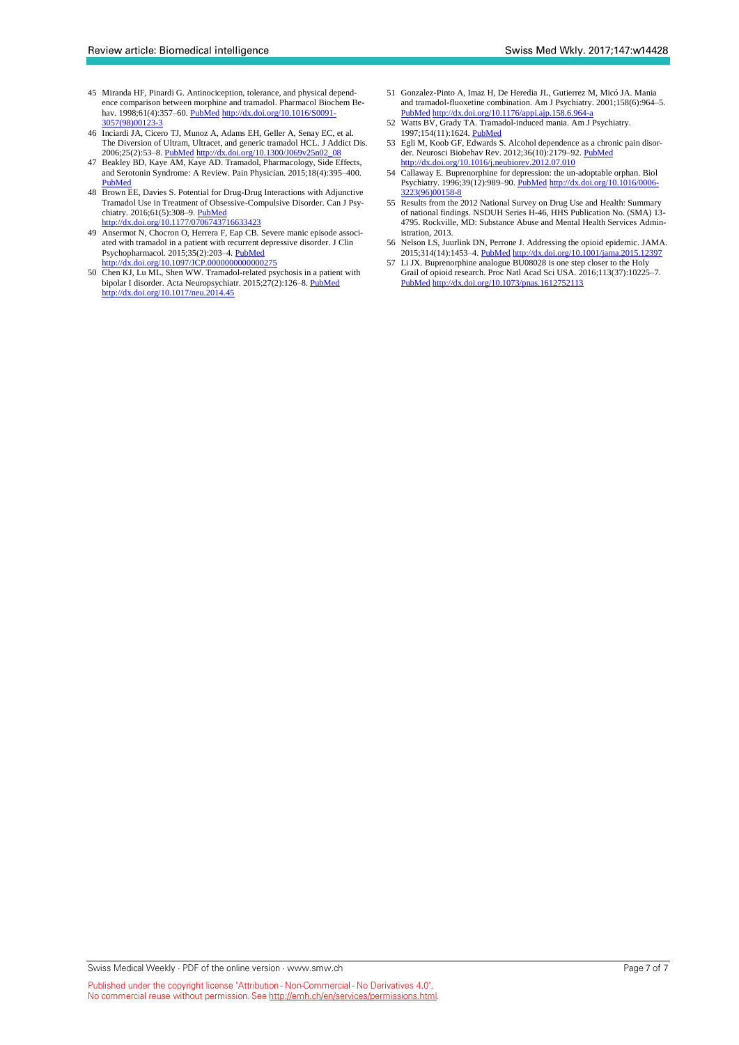45 Miranda HF, Pinardi G. Antinociception, tolerance, and physical dependence comparison between morphine and tramadol. Pharmacol Biochem Behav. 1998;61(4):357–60. PubMed http://dx.doi.org/10.1016/S0091-3057(98)00123-3

46 Inciardi JA, Cicero TJ, Munoz A, Adams EH, Geller A, Senay EC, et al. The Diversion of Ultram, Ultracet, and generic tramadol HCL. J Addict Dis. 2006;25(2):53–8. PubMed http://dx.doi.org/10.1300/J069v25n02_08

47 Beakley BD, Kaye AM, Kaye AD. Tramadol, Pharmacology, Side Effects, and Serotonin Syndrome: A Review. Pain Physician. 2015;18(4):395–400. PubMed

48 Brown EE, Davies S. Potential for Drug-Drug Interactions with Adjunctive Tramadol Use in Treatment of Obsessive-Compulsive Disorder. Can J Psychiatry. 2016;61(5):308–9. PubMed http://dx.doi.org/10.1177/0706743716633423

49 Ansermot N, Chocron O, Herrera F, Eap CB. Severe manic episode associated with tramadol in a patient with recurrent depressive disorder. J Clin Psychopharmacol. 2015;35(2):203–4. PubMed http://dx.doi.org/10.1097/JCP.0000000000000275

50 Chen KJ, Lu ML, Shen WW. Tramadol-related psychosis in a patient with bipolar I disorder. Acta Neuropsychiatr. 2015;27(2):126–8. PubMed http://dx.doi.org/10.1017/neu.2014.45

51 Gonzalez-Pinto A, Imaz H, De Heredia JL, Gutierrez M, Micó JA. Mania and tramadol-fluoxetine combination. Am J Psychiatry. 2001;158(6):964–5. PubMed http://dx.doi.org/10.1176/appi.ajp.158.6.964-a

52 Watts BV, Grady TA. Tramadol-induced mania. Am J Psychiatry. 1997;154(11):1624. PubMed

53 Egli M, Koob GF, Edwards S. Alcohol dependence as a chronic pain disorder. Neurosci Biobehav Rev. 2012;36(10):2179–92. PubMed http://dx.doi.org/10.1016/j.neubiorev.2012.07.010

54 Callaway E. Buprenorphine for depression: the un-adoptable orphan. Biol Psychiatry. 1996;39(12):989–90. PubMed http://dx.doi.org/10.1016/0006-3223(96)00158-8

55 Results from the 2012 National Survey on Drug Use and Health: Summary of national findings. NSDUH Series H-46, HHS Publication No. (SMA) 13-4795. Rockville, MD: Substance Abuse and Mental Health Services Administration, 2013.

56 Nelson LS, Juurlink DN, Perrone J. Addressing the opioid epidemic. JAMA. 2015;314(14):1453–4. PubMed http://dx.doi.org/10.1001/jama.2015.12397

57 Li JX. Buprenorphine analogue BU08028 is one step closer to the Holy Grail of opioid research. Proc Natl Acad Sci USA. 2016;113(37):10225–7. PubMed http://dx.doi.org/10.1073/pnas.1612752113

Published under the copyright license "Attribution - Non-Commercial - No Derivatives 4.0". No commercial reuse without permission. See http://emh.ch/en/services/permissions.html.